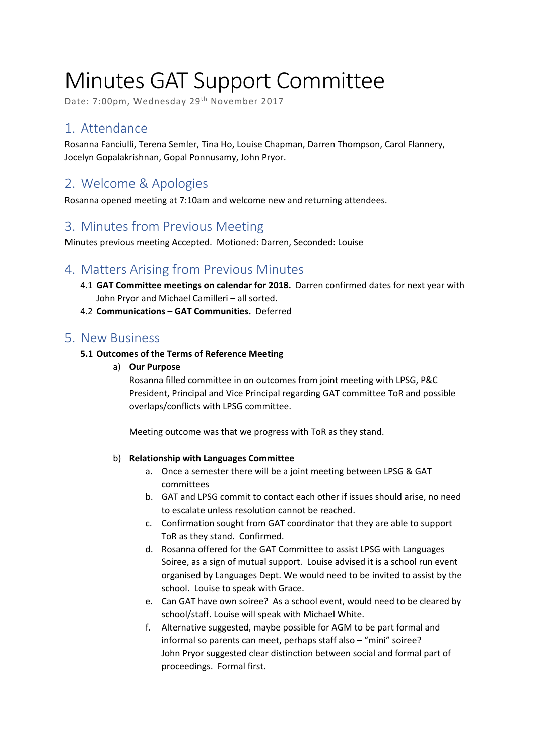# Minutes GAT Support Committee

Date: 7:00pm, Wednesday 29th November 2017

## 1. Attendance

Rosanna Fanciulli, Terena Semler, Tina Ho, Louise Chapman, Darren Thompson, Carol Flannery, Jocelyn Gopalakrishnan, Gopal Ponnusamy, John Pryor.

## 2. Welcome & Apologies

Rosanna opened meeting at 7:10am and welcome new and returning attendees.

## 3. Minutes from Previous Meeting

Minutes previous meeting Accepted. Motioned: Darren, Seconded: Louise

## 4. Matters Arising from Previous Minutes

4.1 **GAT Committee meetings on calendar for 2018.** Darren confirmed dates for next year with John Pryor and Michael Camilleri – all sorted.

4.2 **Communications – GAT Communities.** Deferred

## 5. New Business

**5.1 Outcomes of the Terms of Reference Meeting**

a) **Our Purpose**

Rosanna filled committee in on outcomes from joint meeting with LPSG, P&C President, Principal and Vice Principal regarding GAT committee ToR and possible overlaps/conflicts with LPSG committee.

Meeting outcome was that we progress with ToR as they stand.

b) **Relationship with Languages Committee**

a. Once a semester there will be a joint meeting between LPSG & GAT committees

b. GAT and LPSG commit to contact each other if issues should arise, no need to escalate unless resolution cannot be reached.

c. Confirmation sought from GAT coordinator that they are able to support ToR as they stand. Confirmed.

d. Rosanna offered for the GAT Committee to assist LPSG with Languages Soiree, as a sign of mutual support. Louise advised it is a school run event organised by Languages Dept. We would need to be invited to assist by the school. Louise to speak with Grace.

e. Can GAT have own soiree? As a school event, would need to be cleared by school/staff. Louise will speak with Michael White.

f. Alternative suggested, maybe possible for AGM to be part formal and informal so parents can meet, perhaps staff also – "mini" soiree? John Pryor suggested clear distinction between social and formal part of proceedings. Formal first.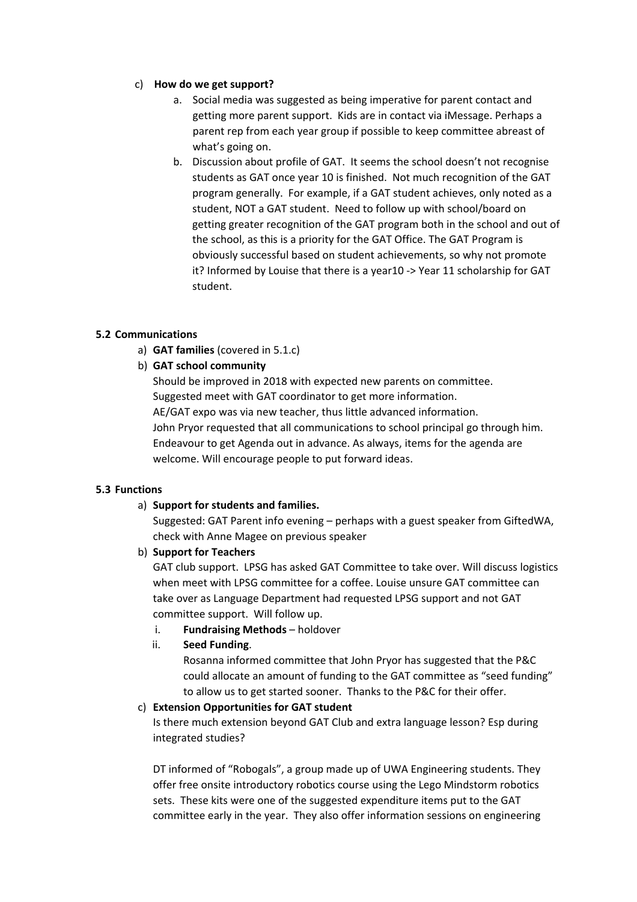c) **How do we get support?**

   a. Social media was suggested as being imperative for parent contact and getting more parent support. Kids are in contact via iMessage. Perhaps a parent rep from each year group if possible to keep committee abreast of what's going on.

   b. Discussion about profile of GAT. It seems the school doesn't not recognise students as GAT once year 10 is finished. Not much recognition of the GAT program generally. For example, if a GAT student achieves, only noted as a student, NOT a GAT student. Need to follow up with school/board on getting greater recognition of the GAT program both in the school and out of the school, as this is a priority for the GAT Office. The GAT Program is obviously successful based on student achievements, so why not promote it? Informed by Louise that there is a year10 -> Year 11 scholarship for GAT student.

**5.2 Communications**

a) **GAT families** (covered in 5.1.c)

b) **GAT school community**

Should be improved in 2018 with expected new parents on committee.
Suggested meet with GAT coordinator to get more information.
AE/GAT expo was via new teacher, thus little advanced information.
John Pryor requested that all communications to school principal go through him.
Endeavour to get Agenda out in advance. As always, items for the agenda are welcome. Will encourage people to put forward ideas.

**5.3 Functions**

a) **Support for students and families.**

Suggested: GAT Parent info evening – perhaps with a guest speaker from GiftedWA, check with Anne Magee on previous speaker

b) **Support for Teachers**

GAT club support. LPSG has asked GAT Committee to take over. Will discuss logistics when meet with LPSG committee for a coffee. Louise unsure GAT committee can take over as Language Department had requested LPSG support and not GAT committee support. Will follow up.

   i. **Fundraising Methods** – holdover

   ii. **Seed Funding**.

   Rosanna informed committee that John Pryor has suggested that the P&C could allocate an amount of funding to the GAT committee as "seed funding" to allow us to get started sooner. Thanks to the P&C for their offer.

c) **Extension Opportunities for GAT student**

Is there much extension beyond GAT Club and extra language lesson? Esp during integrated studies?

DT informed of "Robogals", a group made up of UWA Engineering students. They offer free onsite introductory robotics course using the Lego Mindstorm robotics sets. These kits were one of the suggested expenditure items put to the GAT committee early in the year. They also offer information sessions on engineering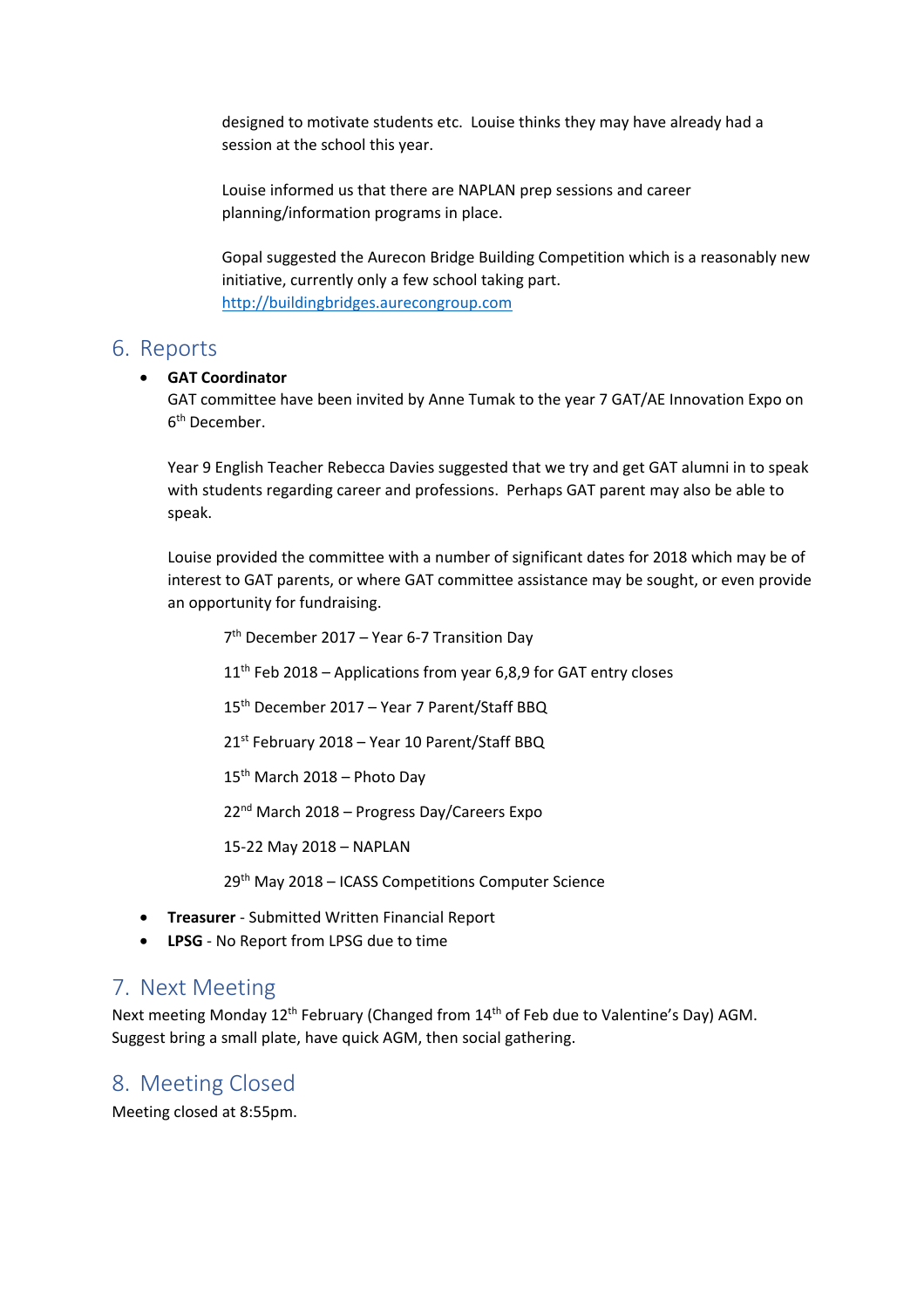designed to motivate students etc. Louise thinks they may have already had a session at the school this year.

Louise informed us that there are NAPLAN prep sessions and career planning/information programs in place.

Gopal suggested the Aurecon Bridge Building Competition which is a reasonably new initiative, currently only a few school taking part.
http://buildingbridges.aurecongroup.com

## 6. Reports

- **GAT Coordinator**
  GAT committee have been invited by Anne Tumak to the year 7 GAT/AE Innovation Expo on 6th December.

  Year 9 English Teacher Rebecca Davies suggested that we try and get GAT alumni in to speak with students regarding career and professions. Perhaps GAT parent may also be able to speak.

  Louise provided the committee with a number of significant dates for 2018 which may be of interest to GAT parents, or where GAT committee assistance may be sought, or even provide an opportunity for fundraising.

  7th December 2017 – Year 6-7 Transition Day

  11th Feb 2018 – Applications from year 6,8,9 for GAT entry closes

  15th December 2017 – Year 7 Parent/Staff BBQ

  21st February 2018 – Year 10 Parent/Staff BBQ

  15th March 2018 – Photo Day

  22nd March 2018 – Progress Day/Careers Expo

  15-22 May 2018 – NAPLAN

  29th May 2018 – ICASS Competitions Computer Science

- **Treasurer** - Submitted Written Financial Report
- **LPSG** - No Report from LPSG due to time

## 7. Next Meeting

Next meeting Monday 12th February (Changed from 14th of Feb due to Valentine's Day) AGM. Suggest bring a small plate, have quick AGM, then social gathering.

## 8. Meeting Closed

Meeting closed at 8:55pm.